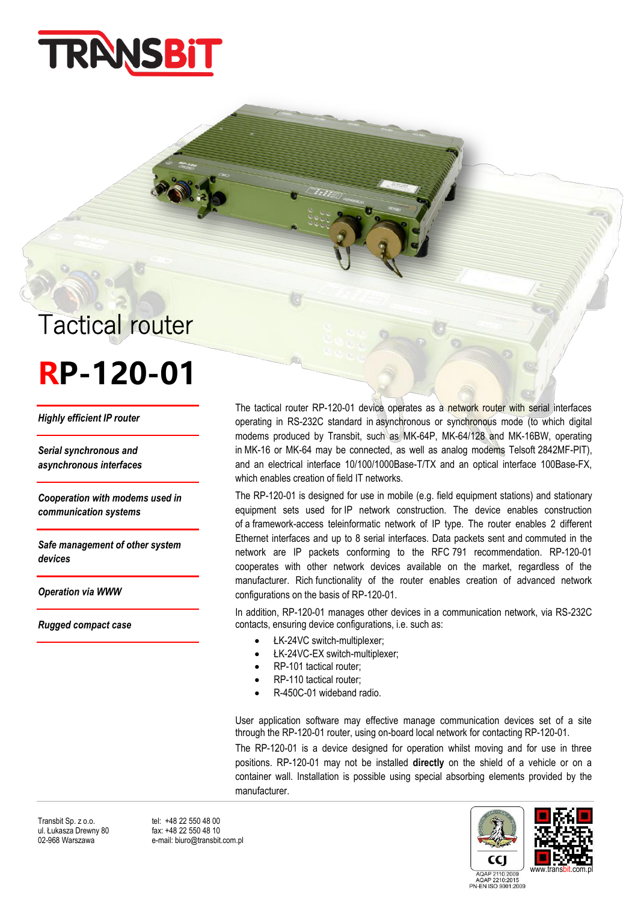# Tactical router

# RP-120-01

*Highly efficient IP router*

*Serial synchronous and asynchronous interfaces*

*Cooperation with modems used in communication systems*

*Safe management of other system devices*

*Operation via WWW*

*Rugged compact case*

The tactical router RP-120-01 device operates as a network router with serial interfaces operating in RS-232C standard in asynchronous or synchronous mode (to which digital modems produced by Transbit, such as MK-64P, MK-64/128 and MK-16BW, operating in MK-16 or MK-64 may be connected, as well as analog modems Telsoft 2842MF-PIT), and an electrical interface 10/100/1000Base-T/TX and an optical interface 100Base-FX, which enables creation of field IT networks.

The RP-120-01 is designed for use in mobile (e.g. field equipment stations) and stationary equipment sets used for IP network construction. The device enables construction of a framework-access teleinformatic network of IP type. The router enables 2 different Ethernet interfaces and up to 8 serial interfaces. Data packets sent and commuted in the network are IP packets conforming to the RFC 791 recommendation. RP-120-01 cooperates with other network devices available on the market, regardless of the manufacturer. Rich functionality of the router enables creation of advanced network configurations on the basis of RP-120-01.

In addition, RP-120-01 manages other devices in a communication network, via RS-232C contacts, ensuring device configurations, i.e. such as:

- ŁK-24VC switch-multiplexer;
- ŁK-24VC-EX switch-multiplexer;
- RP-101 tactical router;
- RP-110 tactical router;
- R-450C-01 wideband radio.

User application software may effective manage communication devices set of a site through the RP-120-01 router, using on-board local network for contacting RP-120-01.

The RP-120-01 is a device designed for operation whilst moving and for use in three positions. RP-120-01 may not be installed **directly** on the shield of a vehicle or on a container wall. Installation is possible using special absorbing elements provided by the manufacturer.

Transbit Sp. z o.o.
ul. Łukasza Drewny 80
02-968 Warszawa

tel: +48 22 550 48 00
fax: +48 22 550 48 10
e-mail: biuro@transbit.com.pl

AQAP 2110:2009
AQAP 2210:2015
PN-EN ISO 9001:2009

www.transbit.com.pl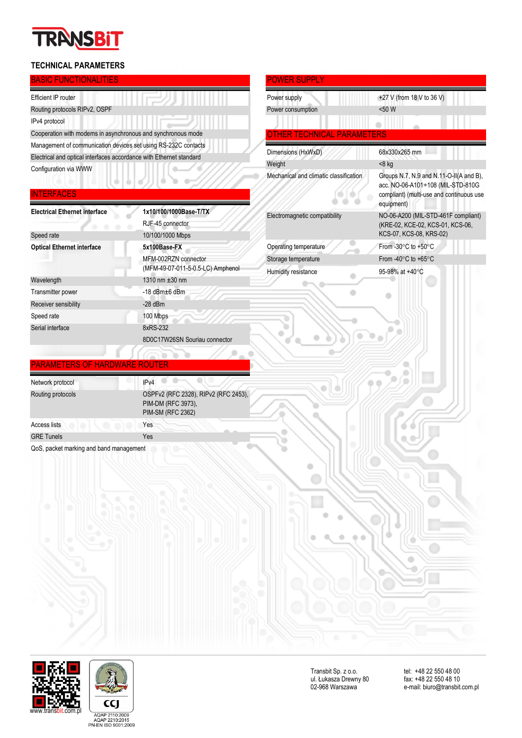TRANSBiT

## TECHNICAL PARAMETERS

### BASIC FUNCTIONALITIES

Efficient IP router

Routing protocols RIPv2, OSPF

IPv4 protocol

Cooperation with modems in asynchronous and synchronous mode

Management of communication devices set using RS-232C contacts

Electrical and optical interfaces accordance with Ethernet standard

Configuration via WWW

### INTERFACES

| | |
|---|---|
| **Electrical Ethernet interface** | **1x10/100/1000Base-T/TX** |
| | RJF-45 connector |
| Speed rate | 10/100/1000 Mbps |
| **Optical Ethernet interface** | **5x100Base-FX** |
| | MFM-002RZN connector (MFM-49-07-011-5-0.5-LC) Amphenol |
| Wavelength | 1310 nm ±30 nm |
| Transmitter power | -18 dBm±6 dBm |
| Receiver sensibility | -28 dBm |
| Speed rate | 100 Mbps |
| Serial interface | 8xRS-232 |
| | 8D0C17W26SN Souriau connector |

### PARAMETERS OF HARDWARE ROUTER

| | |
|---|---|
| Network protocol | IPv4 |
| Routing protocols | OSPFv2 (RFC 2328), RIPv2 (RFC 2453), PIM-DM (RFC 3973), PIM-SM (RFC 2362) |
| Access lists | Yes |
| GRE Tunels | Yes |
| QoS, packet marking and band management | |

### POWER SUPPLY

| | |
|---|---|
| Power supply | +27 V (from 18 V to 36 V) |
| Power consumption | <50 W |

### OTHER TECHNICAL PARAMETERS

| | |
|---|---|
| Dimensions (HxWxD) | 68x330x265 mm |
| Weight | <8 kg |
| Mechanical and climatic classification | Groups N.7, N.9 and N.11-O-II(A and B), acc. NO-06-A101÷108 (MIL-STD-810G compliant) (multi-use and continuous use equipment) |
| Electromagnetic compatibility | NO-06-A200 (MIL-STD-461F compliant) (KRE-02, KCE-02, KCS-01, KCS-06, KCS-07, KCS-08, KRS-02) |
| Operating temperature | From -30°C to +50°C |
| Storage temperature | From -40°C to +65°C |
| Humidity resistance | 95-98% at +40°C |

www.transbit.com.pl

CCJ
AQAP 2110:2009
AQAP 2210:2015
PN-EN ISO 9001:2009

Transbit Sp. z o.o.
ul. Łukasza Drewny 80
02-968 Warszawa

tel: +48 22 550 48 00
fax: +48 22 550 48 10
e-mail: biuro@transbit.com.pl